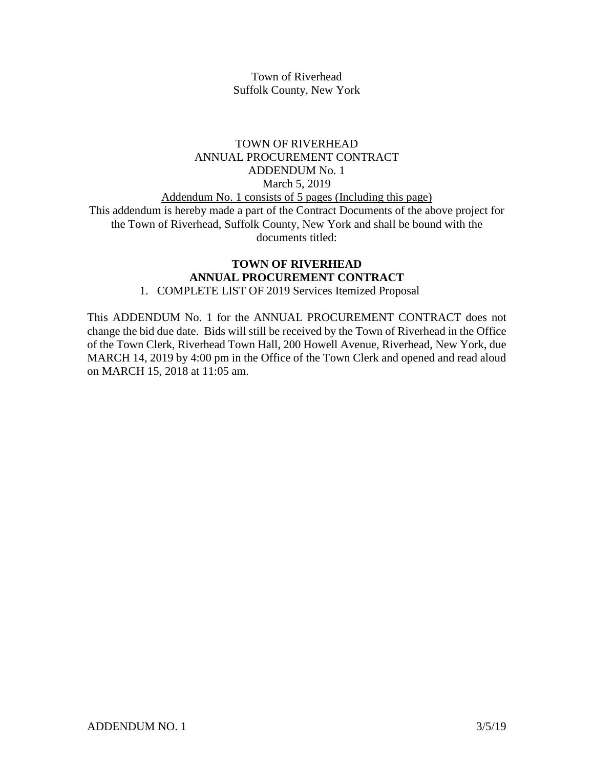Town of Riverhead
Suffolk County, New York

TOWN OF RIVERHEAD
ANNUAL PROCUREMENT CONTRACT
ADDENDUM No. 1
March 5, 2019

Addendum No. 1 consists of 5 pages (Including this page)

This addendum is hereby made a part of the Contract Documents of the above project for the Town of Riverhead, Suffolk County, New York and shall be bound with the documents titled:

**TOWN OF RIVERHEAD**
**ANNUAL PROCUREMENT CONTRACT**

1. COMPLETE LIST OF 2019 Services Itemized Proposal

This ADDENDUM No. 1 for the ANNUAL PROCUREMENT CONTRACT does not change the bid due date. Bids will still be received by the Town of Riverhead in the Office of the Town Clerk, Riverhead Town Hall, 200 Howell Avenue, Riverhead, New York, due MARCH 14, 2019 by 4:00 pm in the Office of the Town Clerk and opened and read aloud on MARCH 15, 2018 at 11:05 am.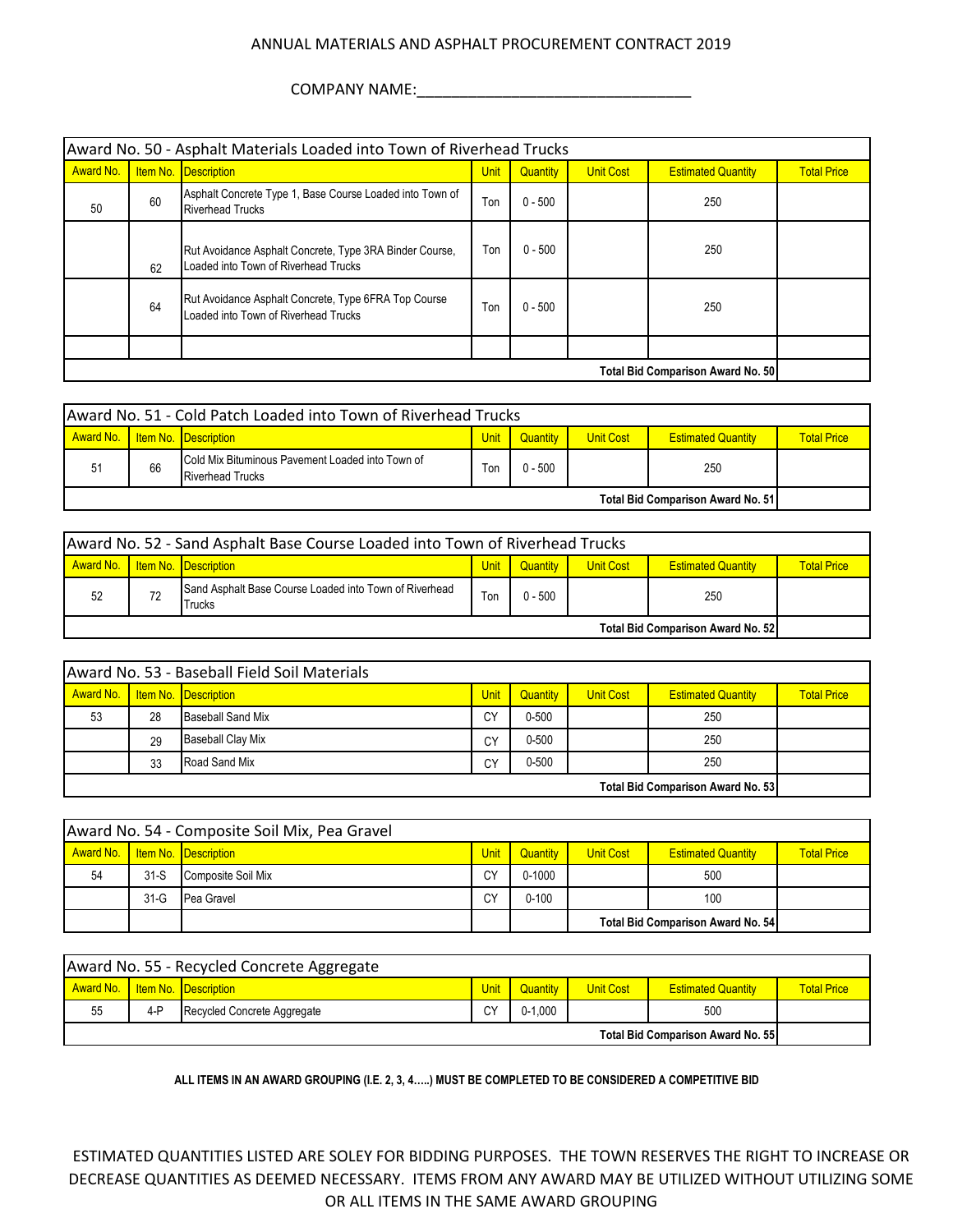ANNUAL MATERIALS AND ASPHALT PROCUREMENT CONTRACT 2019

COMPANY NAME:________________________________

| Award No. 50 - Asphalt Materials Loaded into Town of Riverhead Trucks | | | | | | | |
|---|---|---|---|---|---|---|---|
| Award No. | Item No. | Description | Unit | Quantity | Unit Cost | Estimated Quantity | Total Price |
| 50 | 60 | Asphalt Concrete Type 1, Base Course Loaded into Town of Riverhead Trucks | Ton | 0 - 500 | | 250 | |
| | 62 | Rut Avoidance Asphalt Concrete, Type 3RA Binder Course, Loaded into Town of Riverhead Trucks | Ton | 0 - 500 | | 250 | |
| | 64 | Rut Avoidance Asphalt Concrete, Type 6FRA Top Course Loaded into Town of Riverhead Trucks | Ton | 0 - 500 | | 250 | |
| | | | | | | | |
| | | | | | | **Total Bid Comparison Award No. 50** | |

| Award No. 51 - Cold Patch Loaded into Town of Riverhead Trucks | | | | | | | |
|---|---|---|---|---|---|---|---|
| Award No. | Item No. | Description | Unit | Quantity | Unit Cost | Estimated Quantity | Total Price |
| 51 | 66 | Cold Mix Bituminous Pavement Loaded into Town of Riverhead Trucks | Ton | 0 - 500 | | 250 | |
| | | | | | | **Total Bid Comparison Award No. 51** | |

| Award No. 52 - Sand Asphalt Base Course Loaded into Town of Riverhead Trucks | | | | | | | |
|---|---|---|---|---|---|---|---|
| Award No. | Item No. | Description | Unit | Quantity | Unit Cost | Estimated Quantity | Total Price |
| 52 | 72 | Sand Asphalt Base Course Loaded into Town of Riverhead Trucks | Ton | 0 - 500 | | 250 | |
| | | | | | | **Total Bid Comparison Award No. 52** | |

| Award No. 53 - Baseball Field Soil Materials | | | | | | | |
|---|---|---|---|---|---|---|---|
| Award No. | Item No. | Description | Unit | Quantity | Unit Cost | Estimated Quantity | Total Price |
| 53 | 28 | Baseball Sand Mix | CY | 0-500 | | 250 | |
| | 29 | Baseball Clay Mix | CY | 0-500 | | 250 | |
| | 33 | Road Sand Mix | CY | 0-500 | | 250 | |
| | | | | | | **Total Bid Comparison Award No. 53** | |

| Award No. 54 - Composite Soil Mix, Pea Gravel | | | | | | | |
|---|---|---|---|---|---|---|---|
| Award No. | Item No. | Description | Unit | Quantity | Unit Cost | Estimated Quantity | Total Price |
| 54 | 31-S | Composite Soil Mix | CY | 0-1000 | | 500 | |
| | 31-G | Pea Gravel | CY | 0-100 | | 100 | |
| | | | | | | **Total Bid Comparison Award No. 54** | |

| Award No. 55 - Recycled Concrete Aggregate | | | | | | | |
|---|---|---|---|---|---|---|---|
| Award No. | Item No. | Description | Unit | Quantity | Unit Cost | Estimated Quantity | Total Price |
| 55 | 4-P | Recycled Concrete Aggregate | CY | 0-1,000 | | 500 | |
| | | | | | | **Total Bid Comparison Award No. 55** | |

**ALL ITEMS IN AN AWARD GROUPING (I.E. 2, 3, 4.....) MUST BE COMPLETED TO BE CONSIDERED A COMPETITIVE BID**

ESTIMATED QUANTITIES LISTED ARE SOLEY FOR BIDDING PURPOSES. THE TOWN RESERVES THE RIGHT TO INCREASE OR DECREASE QUANTITIES AS DEEMED NECESSARY. ITEMS FROM ANY AWARD MAY BE UTILIZED WITHOUT UTILIZING SOME OR ALL ITEMS IN THE SAME AWARD GROUPING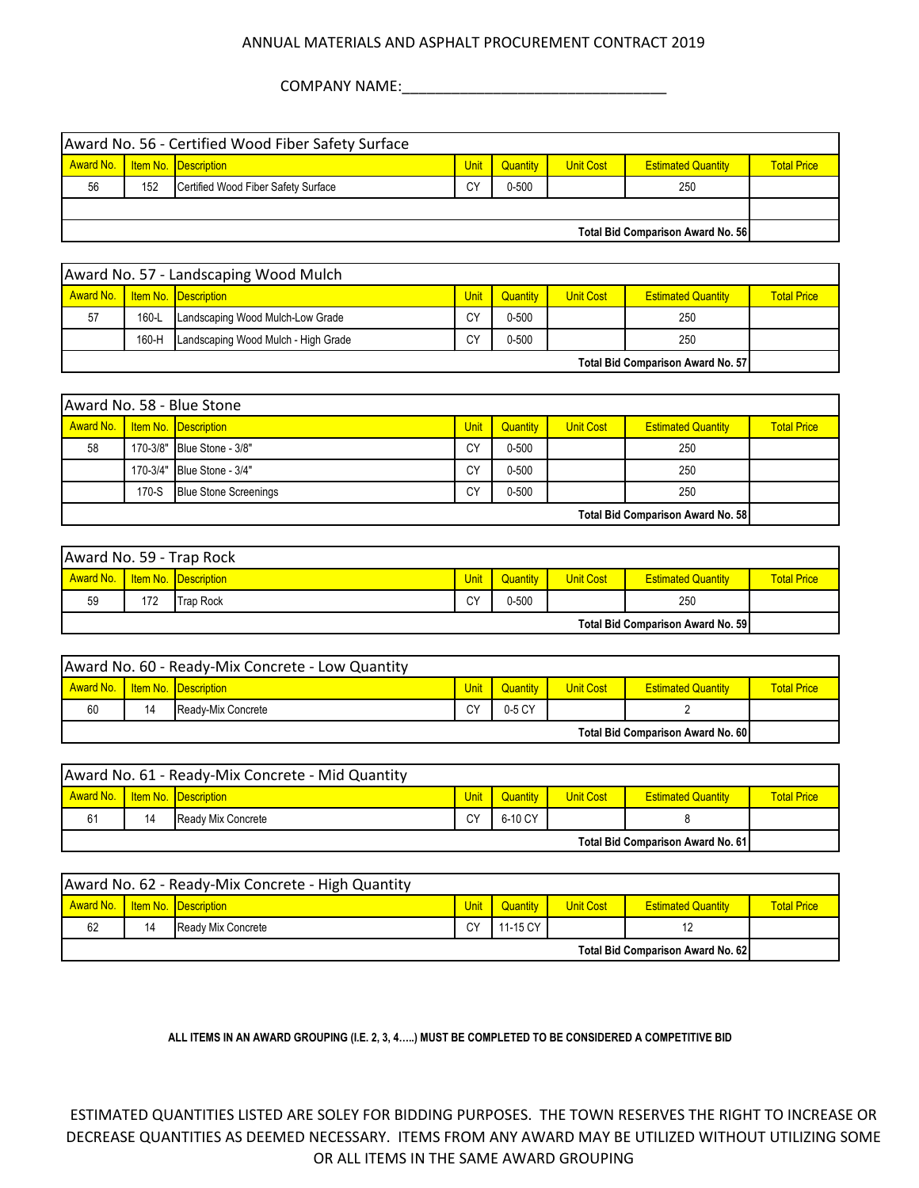ANNUAL MATERIALS AND ASPHALT PROCUREMENT CONTRACT 2019

COMPANY NAME:________________________________

| Award No. 56 - Certified Wood Fiber Safety Surface | | | | | | | |
|---|---|---|---|---|---|---|---|
| Award No. | Item No. | Description | Unit | Quantity | Unit Cost | Estimated Quantity | Total Price |
| 56 | 152 | Certified Wood Fiber Safety Surface | CY | 0-500 | | 250 | |
| | | | | | | | |
| | | | | | | Total Bid Comparison Award No. 56 | |

| Award No. 57 - Landscaping Wood Mulch | | | | | | | |
|---|---|---|---|---|---|---|---|
| Award No. | Item No. | Description | Unit | Quantity | Unit Cost | Estimated Quantity | Total Price |
| 57 | 160-L | Landscaping Wood Mulch-Low Grade | CY | 0-500 | | 250 | |
| | 160-H | Landscaping Wood Mulch - High Grade | CY | 0-500 | | 250 | |
| | | | | | | Total Bid Comparison Award No. 57 | |

| Award No. 58 - Blue Stone | | | | | | | |
|---|---|---|---|---|---|---|---|
| Award No. | Item No. | Description | Unit | Quantity | Unit Cost | Estimated Quantity | Total Price |
| 58 | 170-3/8" | Blue Stone - 3/8" | CY | 0-500 | | 250 | |
| | 170-3/4" | Blue Stone - 3/4" | CY | 0-500 | | 250 | |
| | 170-S | Blue Stone Screenings | CY | 0-500 | | 250 | |
| | | | | | | Total Bid Comparison Award No. 58 | |

| Award No. 59 - Trap Rock | | | | | | | |
|---|---|---|---|---|---|---|---|
| Award No. | Item No. | Description | Unit | Quantity | Unit Cost | Estimated Quantity | Total Price |
| 59 | 172 | Trap Rock | CY | 0-500 | | 250 | |
| | | | | | | Total Bid Comparison Award No. 59 | |

| Award No. 60 - Ready-Mix Concrete - Low Quantity | | | | | | | |
|---|---|---|---|---|---|---|---|
| Award No. | Item No. | Description | Unit | Quantity | Unit Cost | Estimated Quantity | Total Price |
| 60 | 14 | Ready-Mix Concrete | CY | 0-5 CY | | 2 | |
| | | | | | | Total Bid Comparison Award No. 60 | |

| Award No. 61 - Ready-Mix Concrete - Mid Quantity | | | | | | | |
|---|---|---|---|---|---|---|---|
| Award No. | Item No. | Description | Unit | Quantity | Unit Cost | Estimated Quantity | Total Price |
| 61 | 14 | Ready Mix Concrete | CY | 6-10 CY | | 8 | |
| | | | | | | Total Bid Comparison Award No. 61 | |

| Award No. 62 - Ready-Mix Concrete - High Quantity | | | | | | | |
|---|---|---|---|---|---|---|---|
| Award No. | Item No. | Description | Unit | Quantity | Unit Cost | Estimated Quantity | Total Price |
| 62 | 14 | Ready Mix Concrete | CY | 11-15 CY | | 12 | |
| | | | | | | Total Bid Comparison Award No. 62 | |

**ALL ITEMS IN AN AWARD GROUPING (I.E. 2, 3, 4…..) MUST BE COMPLETED TO BE CONSIDERED A COMPETITIVE BID**

ESTIMATED QUANTITIES LISTED ARE SOLEY FOR BIDDING PURPOSES. THE TOWN RESERVES THE RIGHT TO INCREASE OR DECREASE QUANTITIES AS DEEMED NECESSARY. ITEMS FROM ANY AWARD MAY BE UTILIZED WITHOUT UTILIZING SOME OR ALL ITEMS IN THE SAME AWARD GROUPING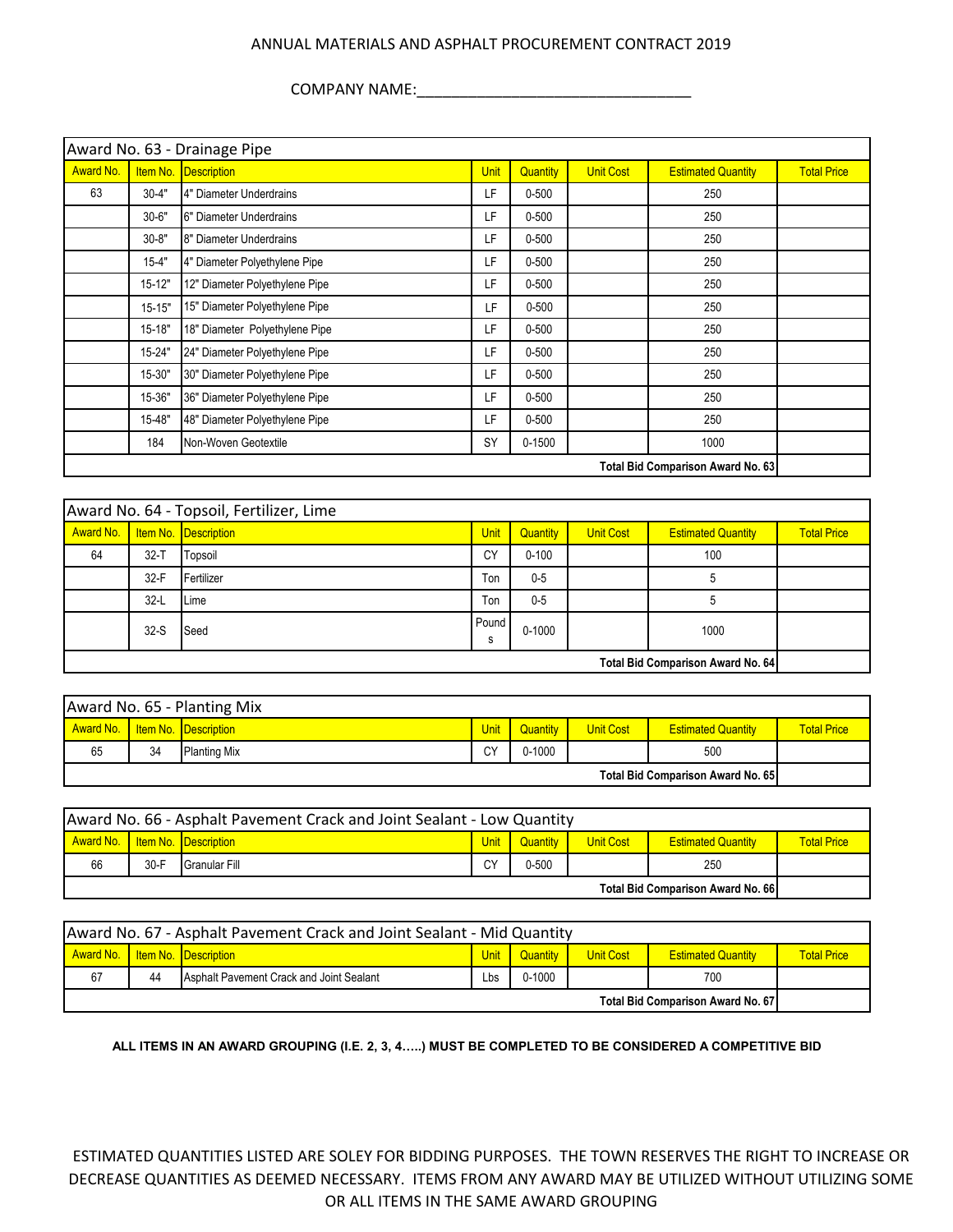ANNUAL MATERIALS AND ASPHALT PROCUREMENT CONTRACT 2019

COMPANY NAME:\_\_\_\_\_\_\_\_\_\_\_\_\_\_\_\_\_\_\_\_\_\_\_\_\_\_\_\_\_\_\_\_\_\_

| Award No. 63 - Drainage Pipe | | | | | | | |
|---|---|---|---|---|---|---|---|
| Award No. | Item No. | Description | Unit | Quantity | Unit Cost | Estimated Quantity | Total Price |
| 63 | 30-4" | 4" Diameter Underdrains | LF | 0-500 | | 250 | |
| | 30-6" | 6" Diameter Underdrains | LF | 0-500 | | 250 | |
| | 30-8" | 8" Diameter Underdrains | LF | 0-500 | | 250 | |
| | 15-4" | 4" Diameter Polyethylene Pipe | LF | 0-500 | | 250 | |
| | 15-12" | 12" Diameter Polyethylene Pipe | LF | 0-500 | | 250 | |
| | 15-15" | 15" Diameter Polyethylene Pipe | LF | 0-500 | | 250 | |
| | 15-18" | 18" Diameter Polyethylene Pipe | LF | 0-500 | | 250 | |
| | 15-24" | 24" Diameter Polyethylene Pipe | LF | 0-500 | | 250 | |
| | 15-30" | 30" Diameter Polyethylene Pipe | LF | 0-500 | | 250 | |
| | 15-36" | 36" Diameter Polyethylene Pipe | LF | 0-500 | | 250 | |
| | 15-48" | 48" Diameter Polyethylene Pipe | LF | 0-500 | | 250 | |
| | 184 | Non-Woven Geotextile | SY | 0-1500 | | 1000 | |
| | | | | | | **Total Bid Comparison Award No. 63** | |

| Award No. 64 - Topsoil, Fertilizer, Lime | | | | | | | |
|---|---|---|---|---|---|---|---|
| Award No. | Item No. | Description | Unit | Quantity | Unit Cost | Estimated Quantity | Total Price |
| 64 | 32-T | Topsoil | CY | 0-100 | | 100 | |
| | 32-F | Fertilizer | Ton | 0-5 | | 5 | |
| | 32-L | Lime | Ton | 0-5 | | 5 | |
| | 32-S | Seed | Pounds | 0-1000 | | 1000 | |
| | | | | | | **Total Bid Comparison Award No. 64** | |

| Award No. 65 - Planting Mix | | | | | | | |
|---|---|---|---|---|---|---|---|
| Award No. | Item No. | Description | Unit | Quantity | Unit Cost | Estimated Quantity | Total Price |
| 65 | 34 | Planting Mix | CY | 0-1000 | | 500 | |
| | | | | | | **Total Bid Comparison Award No. 65** | |

| Award No. 66 - Asphalt Pavement Crack and Joint Sealant - Low Quantity | | | | | | | |
|---|---|---|---|---|---|---|---|
| Award No. | Item No. | Description | Unit | Quantity | Unit Cost | Estimated Quantity | Total Price |
| 66 | 30-F | Granular Fill | CY | 0-500 | | 250 | |
| | | | | | | **Total Bid Comparison Award No. 66** | |

| Award No. 67 - Asphalt Pavement Crack and Joint Sealant - Mid Quantity | | | | | | | |
|---|---|---|---|---|---|---|---|
| Award No. | Item No. | Description | Unit | Quantity | Unit Cost | Estimated Quantity | Total Price |
| 67 | 44 | Asphalt Pavement Crack and Joint Sealant | Lbs | 0-1000 | | 700 | |
| | | | | | | **Total Bid Comparison Award No. 67** | |

**ALL ITEMS IN AN AWARD GROUPING (I.E. 2, 3, 4…..) MUST BE COMPLETED TO BE CONSIDERED A COMPETITIVE BID**

ESTIMATED QUANTITIES LISTED ARE SOLEY FOR BIDDING PURPOSES. THE TOWN RESERVES THE RIGHT TO INCREASE OR DECREASE QUANTITIES AS DEEMED NECESSARY. ITEMS FROM ANY AWARD MAY BE UTILIZED WITHOUT UTILIZING SOME OR ALL ITEMS IN THE SAME AWARD GROUPING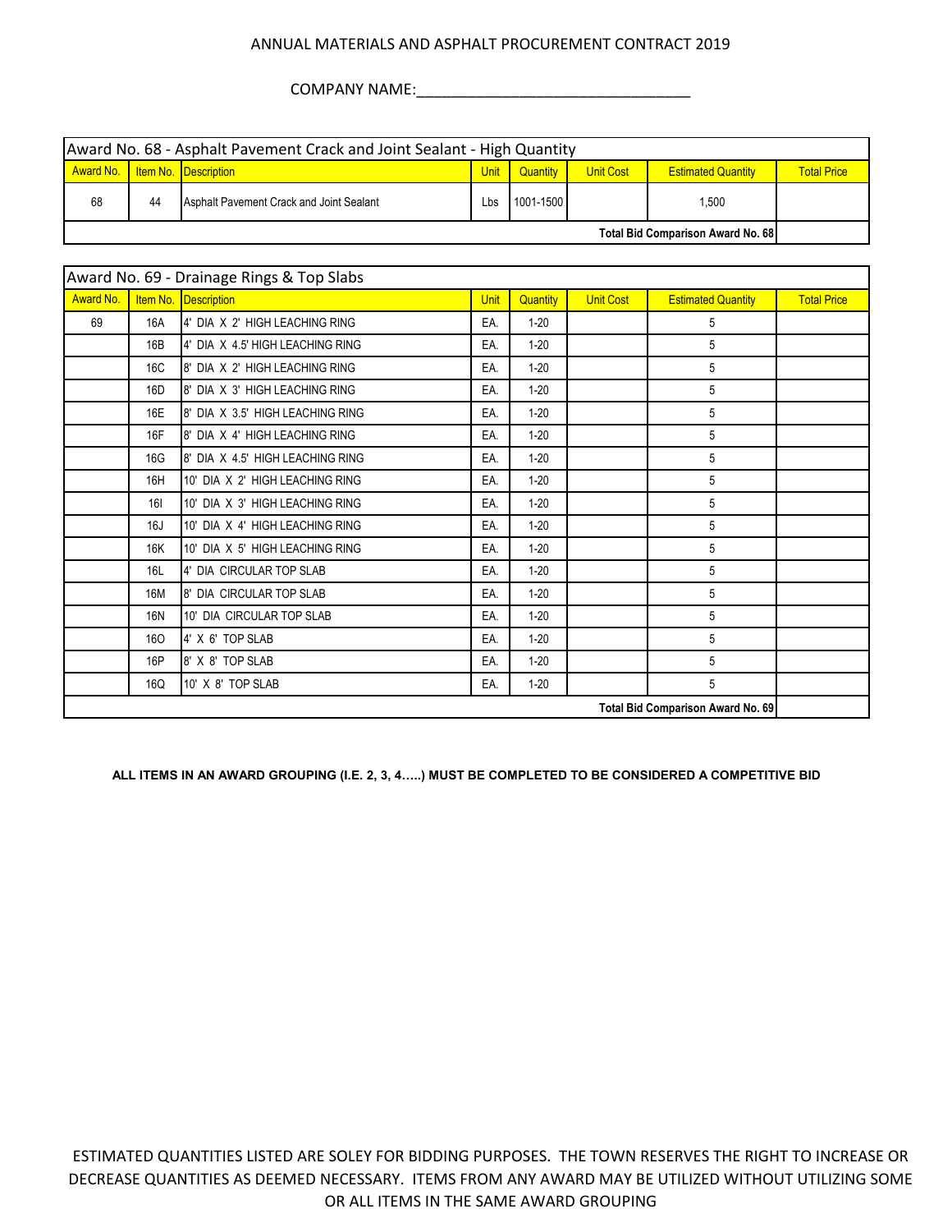ANNUAL MATERIALS AND ASPHALT PROCUREMENT CONTRACT 2019

COMPANY NAME:________________________________

| Award No. 68 - Asphalt Pavement Crack and Joint Sealant - High Quantity | | | | | | | |
|---|---|---|---|---|---|---|---|
| Award No. | Item No. | Description | Unit | Quantity | Unit Cost | Estimated Quantity | Total Price |
| 68 | 44 | Asphalt Pavement Crack and Joint Sealant | Lbs | 1001-1500 | | 1,500 | |
| | | | | | | **Total Bid Comparison Award No. 68** | |

| Award No. 69 - Drainage Rings & Top Slabs | | | | | | | |
|---|---|---|---|---|---|---|---|
| Award No. | Item No. | Description | Unit | Quantity | Unit Cost | Estimated Quantity | Total Price |
| 69 | 16A | 4' DIA X 2' HIGH LEACHING RING | EA. | 1-20 | | 5 | |
| | 16B | 4' DIA X 4.5' HIGH LEACHING RING | EA. | 1-20 | | 5 | |
| | 16C | 8' DIA X 2' HIGH LEACHING RING | EA. | 1-20 | | 5 | |
| | 16D | 8' DIA X 3' HIGH LEACHING RING | EA. | 1-20 | | 5 | |
| | 16E | 8' DIA X 3.5' HIGH LEACHING RING | EA. | 1-20 | | 5 | |
| | 16F | 8' DIA X 4' HIGH LEACHING RING | EA. | 1-20 | | 5 | |
| | 16G | 8' DIA X 4.5' HIGH LEACHING RING | EA. | 1-20 | | 5 | |
| | 16H | 10' DIA X 2' HIGH LEACHING RING | EA. | 1-20 | | 5 | |
| | 16I | 10' DIA X 3' HIGH LEACHING RING | EA. | 1-20 | | 5 | |
| | 16J | 10' DIA X 4' HIGH LEACHING RING | EA. | 1-20 | | 5 | |
| | 16K | 10' DIA X 5' HIGH LEACHING RING | EA. | 1-20 | | 5 | |
| | 16L | 4' DIA CIRCULAR TOP SLAB | EA. | 1-20 | | 5 | |
| | 16M | 8' DIA CIRCULAR TOP SLAB | EA. | 1-20 | | 5 | |
| | 16N | 10' DIA CIRCULAR TOP SLAB | EA. | 1-20 | | 5 | |
| | 16O | 4' X 6' TOP SLAB | EA. | 1-20 | | 5 | |
| | 16P | 8' X 8' TOP SLAB | EA. | 1-20 | | 5 | |
| | 16Q | 10' X 8' TOP SLAB | EA. | 1-20 | | 5 | |
| | | | | | | **Total Bid Comparison Award No. 69** | |

**ALL ITEMS IN AN AWARD GROUPING (I.E. 2, 3, 4…..) MUST BE COMPLETED TO BE CONSIDERED A COMPETITIVE BID**

ESTIMATED QUANTITIES LISTED ARE SOLEY FOR BIDDING PURPOSES. THE TOWN RESERVES THE RIGHT TO INCREASE OR DECREASE QUANTITIES AS DEEMED NECESSARY. ITEMS FROM ANY AWARD MAY BE UTILIZED WITHOUT UTILIZING SOME OR ALL ITEMS IN THE SAME AWARD GROUPING